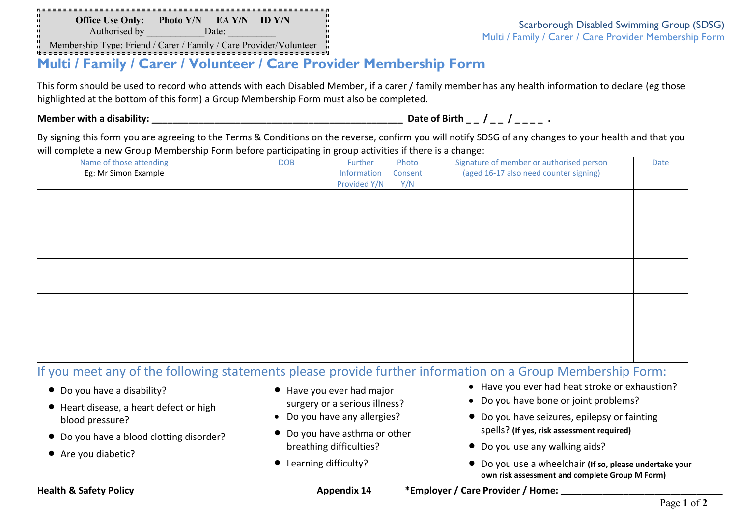**Office Use Only:** **Photo Y/N** **EA Y/N** **ID Y/N**
Authorised by ___________Date: __________
Membership Type: Friend / Carer / Family / Care Provider/Volunteer

Scarborough Disabled Swimming Group (SDSG)
Multi / Family / Carer / Care Provider Membership Form

# Multi / Family / Carer / Volunteer / Care Provider Membership Form

This form should be used to record who attends with each Disabled Member, if a carer / family member has any health information to declare (eg those highlighted at the bottom of this form) a Group Membership Form must also be completed.

**Member with a disability: _______________________________________________ Date of Birth _ _ / _ _ / _ _ _ _ .**

By signing this form you are agreeing to the Terms & Conditions on the reverse, confirm you will notify SDSG of any changes to your health and that you will complete a new Group Membership Form before participating in group activities if there is a change:

| Name of those attending<br>Eg: Mr Simon Example | DOB | Further Information Provided Y/N | Photo Consent Y/N | Signature of member or authorised person (aged 16-17 also need counter signing) | Date |
|---|---|---|---|---|---|
| | | | | | |
| | | | | | |
| | | | | | |
| | | | | | |
| | | | | | |

## If you meet any of the following statements please provide further information on a Group Membership Form:

- Do you have a disability?
- Heart disease, a heart defect or high blood pressure?
- Do you have a blood clotting disorder?
- Are you diabetic?
- Have you ever had major surgery or a serious illness?
- Do you have any allergies?
- Do you have asthma or other breathing difficulties?
- Learning difficulty?
- Have you ever had heat stroke or exhaustion?
- Do you have bone or joint problems?
- Do you have seizures, epilepsy or fainting spells? **(If yes, risk assessment required)**
- Do you use any walking aids?
- Do you use a wheelchair **(If so, please undertake your own risk assessment and complete Group M Form)**

**Health & Safety Policy** **Appendix 14** **\*Employer / Care Provider / Home: ______________________________**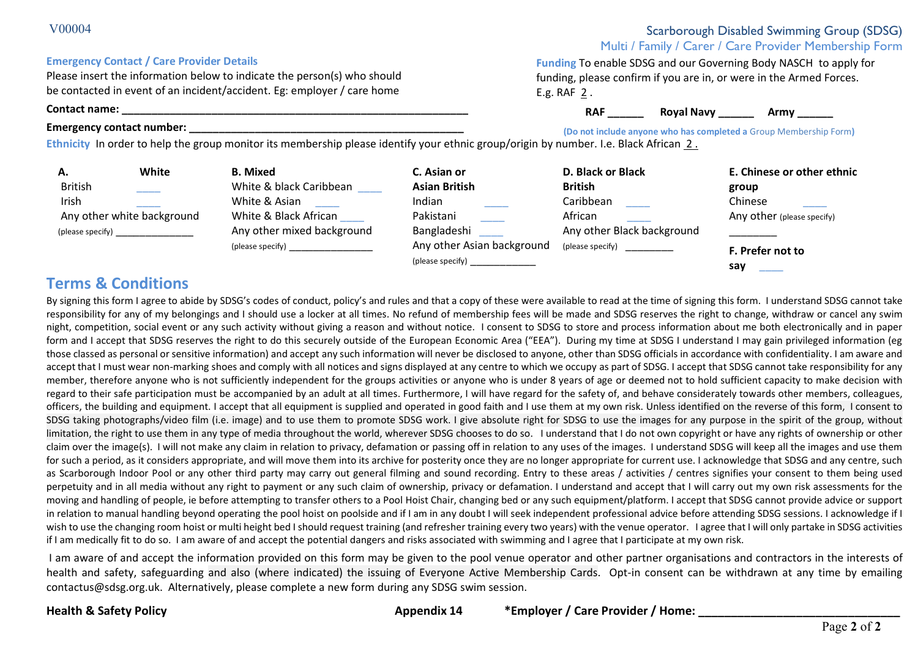V00004

**Scarborough Disabled Swimming Group (SDSG)**

Multi / Family / Carer / Care Provider Membership Form

**Emergency Contact / Care Provider Details**

Please insert the information below to indicate the person(s) who should be contacted in event of an incident/accident. Eg: employer / care home

**Contact name: ___________________________________________________________**

**Emergency contact number: _______________________________________________**

**Funding** To enable SDSG and our Governing Body NASCH to apply for funding, please confirm if you are in, or were in the Armed Forces. E.g. RAF 2 .

**RAF ______ Royal Navy ______ Army ______**

(Do not include anyone who has completed a Group Membership Form)

**Ethnicity** In order to help the group monitor its membership please identify your ethnic group/origin by number. I.e. Black African 2 .

| | | | | |
|---|---|---|---|---|
| **A. White** | **B. Mixed** | **C. Asian or Asian British** | **D. Black or Black British** | **E. Chinese or other ethnic group** |
| British ____ | White & black Caribbean ____ | Indian ____ | Caribbean ____ | Chinese ____ |
| Irish ____ | White & Asian ____ | Pakistani ____ | African ____ | Any other (please specify) ________ |
| Any other white background (please specify) ______________ | Any other mixed background (please specify) _______________ | Bangladeshi ____ | Any other Black background (please specify) ________ | **F. Prefer not to say** ____ |
| | | Any other Asian background (please specify) ____________ | | |

Note: In B, "White & Black African ____" appears between "White & Asian" and "Any other mixed background".

## Terms & Conditions

By signing this form I agree to abide by SDSG's codes of conduct, policy's and rules and that a copy of these were available to read at the time of signing this form. I understand SDSG cannot take responsibility for any of my belongings and I should use a locker at all times. No refund of membership fees will be made and SDSG reserves the right to change, withdraw or cancel any swim night, competition, social event or any such activity without giving a reason and without notice. I consent to SDSG to store and process information about me both electronically and in paper form and I accept that SDSG reserves the right to do this securely outside of the European Economic Area ("EEA"). During my time at SDSG I understand I may gain privileged information (eg those classed as personal or sensitive information) and accept any such information will never be disclosed to anyone, other than SDSG officials in accordance with confidentiality. I am aware and accept that I must wear non-marking shoes and comply with all notices and signs displayed at any centre to which we occupy as part of SDSG. I accept that SDSG cannot take responsibility for any member, therefore anyone who is not sufficiently independent for the groups activities or anyone who is under 8 years of age or deemed not to hold sufficient capacity to make decision with regard to their safe participation must be accompanied by an adult at all times. Furthermore, I will have regard for the safety of, and behave considerately towards other members, colleagues, officers, the building and equipment. I accept that all equipment is supplied and operated in good faith and I use them at my own risk. Unless identified on the reverse of this form, I consent to SDSG taking photographs/video film (i.e. image) and to use them to promote SDSG work. I give absolute right for SDSG to use the images for any purpose in the spirit of the group, without limitation, the right to use them in any type of media throughout the world, wherever SDSG chooses to do so. I understand that I do not own copyright or have any rights of ownership or other claim over the image(s). I will not make any claim in relation to privacy, defamation or passing off in relation to any uses of the images. I understand SDSG will keep all the images and use them for such a period, as it considers appropriate, and will move them into its archive for posterity once they are no longer appropriate for current use. I acknowledge that SDSG and any centre, such as Scarborough Indoor Pool or any other third party may carry out general filming and sound recording. Entry to these areas / activities / centres signifies your consent to them being used perpetuity and in all media without any right to payment or any such claim of ownership, privacy or defamation. I understand and accept that I will carry out my own risk assessments for the moving and handling of people, ie before attempting to transfer others to a Pool Hoist Chair, changing bed or any such equipment/platform. I accept that SDSG cannot provide advice or support in relation to manual handling beyond operating the pool hoist on poolside and if I am in any doubt I will seek independent professional advice before attending SDSG sessions. I acknowledge if I wish to use the changing room hoist or multi height bed I should request training (and refresher training every two years) with the venue operator. I agree that I will only partake in SDSG activities if I am medically fit to do so. I am aware of and accept the potential dangers and risks associated with swimming and I agree that I participate at my own risk.

I am aware of and accept the information provided on this form may be given to the pool venue operator and other partner organisations and contractors in the interests of health and safety, safeguarding and also (where indicated) the issuing of Everyone Active Membership Cards. Opt-in consent can be withdrawn at any time by emailing contactus@sdsg.org.uk. Alternatively, please complete a new form during any SDSG swim session.

**Health & Safety Policy** **Appendix 14** **\*Employer / Care Provider / Home: ______________________________**